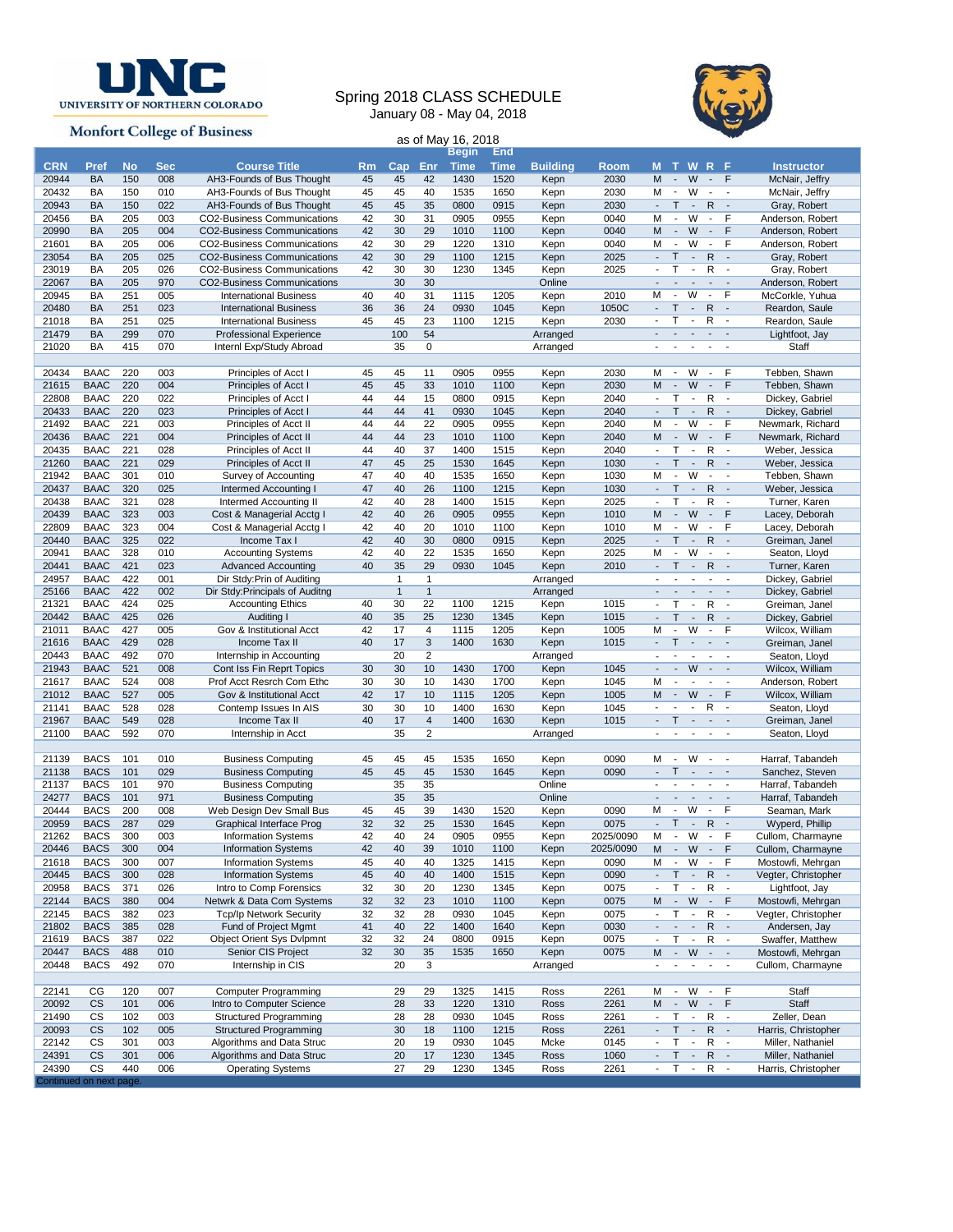UNC UNIVERSITY OF NORTHERN COLORADO

Monfort College of Business

# Spring 2018 CLASS SCHEDULE

January 08 - May 04, 2018

as of May 16, 2018

| CRN | Pref | No | Sec | Course Title | Rm | Cap | Enr | Begin Time | End Time | Building | Room | M | T | W | R | F | Instructor |
|---|---|---|---|---|---|---|---|---|---|---|---|---|---|---|---|---|---|
| 20944 | BA | 150 | 008 | AH3-Founds of Bus Thought | 45 | 45 | 42 | 1430 | 1520 | Kepn | 2030 | M | - | W | - | F | McNair, Jeffry |
| 20432 | BA | 150 | 010 | AH3-Founds of Bus Thought | 45 | 45 | 40 | 1535 | 1650 | Kepn | 2030 | M | - | W | - | - | McNair, Jeffry |
| 20943 | BA | 150 | 022 | AH3-Founds of Bus Thought | 45 | 45 | 35 | 0800 | 0915 | Kepn | 2030 | - | T | - | R | - | Gray, Robert |
| 20456 | BA | 205 | 003 | CO2-Business Communications | 42 | 30 | 31 | 0905 | 0955 | Kepn | 0040 | M | - | W | - | F | Anderson, Robert |
| 20990 | BA | 205 | 004 | CO2-Business Communications | 42 | 30 | 29 | 1010 | 1100 | Kepn | 0040 | M | - | W | - | F | Anderson, Robert |
| 21601 | BA | 205 | 006 | CO2-Business Communications | 42 | 30 | 29 | 1220 | 1310 | Kepn | 0040 | M | - | W | - | F | Anderson, Robert |
| 23054 | BA | 205 | 025 | CO2-Business Communications | 42 | 30 | 29 | 1100 | 1215 | Kepn | 2025 | - | T | - | R | - | Gray, Robert |
| 23019 | BA | 205 | 026 | CO2-Business Communications | 42 | 30 | 30 | 1230 | 1345 | Kepn | 2025 | - | T | - | R | - | Gray, Robert |
| 22067 | BA | 205 | 970 | CO2-Business Communications | | 30 | 30 | | | Online | | - | - | - | - | - | Anderson, Robert |
| 20945 | BA | 251 | 005 | International Business | 40 | 40 | 31 | 1115 | 1205 | Kepn | 2010 | M | - | W | - | F | McCorkle, Yuhua |
| 20480 | BA | 251 | 023 | International Business | 36 | 36 | 24 | 0930 | 1045 | Kepn | 1050C | - | T | - | R | - | Reardon, Saule |
| 21018 | BA | 251 | 025 | International Business | 45 | 45 | 23 | 1100 | 1215 | Kepn | 2030 | - | T | - | R | - | Reardon, Saule |
| 21479 | BA | 299 | 070 | Professional Experience | | 100 | 54 | | | Arranged | | - | - | - | - | - | Lightfoot, Jay |
| 21020 | BA | 415 | 070 | Internl Exp/Study Abroad | | 35 | 0 | | | Arranged | | - | - | - | - | - | Staff |
| | | | | | | | | | | | | | | | | | |
| 20434 | BAAC | 220 | 003 | Principles of Acct I | 45 | 45 | 11 | 0905 | 0955 | Kepn | 2030 | M | - | W | - | F | Tebben, Shawn |
| 21615 | BAAC | 220 | 004 | Principles of Acct I | 45 | 45 | 33 | 1010 | 1100 | Kepn | 2030 | M | - | W | - | F | Tebben, Shawn |
| 22808 | BAAC | 220 | 022 | Principles of Acct I | 44 | 44 | 15 | 0800 | 0915 | Kepn | 2040 | - | T | - | R | - | Dickey, Gabriel |
| 20433 | BAAC | 220 | 023 | Principles of Acct I | 44 | 44 | 41 | 0930 | 1045 | Kepn | 2040 | - | T | - | R | - | Dickey, Gabriel |
| 21492 | BAAC | 221 | 003 | Principles of Acct II | 44 | 44 | 22 | 0905 | 0955 | Kepn | 2040 | M | - | W | - | F | Newmark, Richard |
| 20436 | BAAC | 221 | 004 | Principles of Acct II | 44 | 44 | 23 | 1010 | 1100 | Kepn | 2040 | M | - | W | - | F | Newmark, Richard |
| 20435 | BAAC | 221 | 028 | Principles of Acct II | 44 | 40 | 37 | 1400 | 1515 | Kepn | 2040 | - | T | - | R | - | Weber, Jessica |
| 21260 | BAAC | 221 | 029 | Principles of Acct II | 47 | 45 | 25 | 1530 | 1645 | Kepn | 1030 | - | T | - | R | - | Weber, Jessica |
| 21942 | BAAC | 301 | 010 | Survey of Accounting | 47 | 40 | 40 | 1535 | 1650 | Kepn | 1030 | M | - | W | - | - | Tebben, Shawn |
| 20437 | BAAC | 320 | 025 | Intermed Accounting I | 47 | 40 | 26 | 1100 | 1215 | Kepn | 1030 | - | T | - | R | - | Weber, Jessica |
| 20438 | BAAC | 321 | 028 | Intermed Accounting II | 42 | 40 | 28 | 1400 | 1515 | Kepn | 2025 | - | T | - | R | - | Turner, Karen |
| 20439 | BAAC | 323 | 003 | Cost & Managerial Acctg I | 42 | 40 | 26 | 0905 | 0955 | Kepn | 1010 | M | - | W | - | F | Lacey, Deborah |
| 22809 | BAAC | 323 | 004 | Cost & Managerial Acctg I | 42 | 40 | 20 | 1010 | 1100 | Kepn | 1010 | M | - | W | - | F | Lacey, Deborah |
| 20440 | BAAC | 325 | 022 | Income Tax I | 42 | 40 | 30 | 0800 | 0915 | Kepn | 2025 | - | T | - | R | - | Greiman, Janel |
| 20941 | BAAC | 328 | 010 | Accounting Systems | 42 | 40 | 22 | 1535 | 1650 | Kepn | 2025 | M | - | W | - | - | Seaton, Lloyd |
| 20441 | BAAC | 421 | 023 | Advanced Accounting | 40 | 35 | 29 | 0930 | 1045 | Kepn | 2010 | - | T | - | R | - | Turner, Karen |
| 24957 | BAAC | 422 | 001 | Dir Stdy:Prin of Auditing | | 1 | 1 | | | Arranged | | - | - | - | - | - | Dickey, Gabriel |
| 25166 | BAAC | 422 | 002 | Dir Stdy:Principals of Auditng | | 1 | 1 | | | Arranged | | - | - | - | - | - | Dickey, Gabriel |
| 21321 | BAAC | 424 | 025 | Accounting Ethics | 40 | 30 | 22 | 1100 | 1215 | Kepn | 1015 | - | T | - | R | - | Greiman, Janel |
| 20442 | BAAC | 425 | 026 | Auditing I | 40 | 35 | 25 | 1230 | 1345 | Kepn | 1015 | - | T | - | R | - | Dickey, Gabriel |
| 21011 | BAAC | 427 | 005 | Gov & Institutional Acct | 42 | 17 | 4 | 1115 | 1205 | Kepn | 1005 | M | - | W | - | F | Wilcox, William |
| 21616 | BAAC | 429 | 028 | Income Tax II | 40 | 17 | 3 | 1400 | 1630 | Kepn | 1015 | - | T | - | - | - | Greiman, Janel |
| 20443 | BAAC | 492 | 070 | Internship in Accounting | | 20 | 2 | | | Arranged | | - | - | - | - | - | Seaton, Lloyd |
| 21943 | BAAC | 521 | 008 | Cont Iss Fin Rept Topics | 30 | 30 | 10 | 1430 | 1700 | Kepn | 1045 | - | - | W | - | - | Wilcox, William |
| 21617 | BAAC | 524 | 008 | Prof Acct Resrch Com Ethc | 30 | 30 | 10 | 1430 | 1700 | Kepn | 1045 | M | - | - | - | - | Anderson, Robert |
| 21012 | BAAC | 527 | 005 | Gov & Institutional Acct | 42 | 17 | 10 | 1115 | 1205 | Kepn | 1005 | M | - | W | - | F | Wilcox, William |
| 21141 | BAAC | 528 | 028 | Contemp Issues In AIS | 30 | 30 | 10 | 1400 | 1630 | Kepn | 1045 | - | - | - | R | - | Seaton, Lloyd |
| 21967 | BAAC | 549 | 028 | Income Tax II | 40 | 17 | 4 | 1400 | 1630 | Kepn | 1015 | - | T | - | - | - | Greiman, Janel |
| 21100 | BAAC | 592 | 070 | Internship in Acct | | 35 | 2 | | | Arranged | | - | - | - | - | - | Seaton, Lloyd |
| | | | | | | | | | | | | | | | | | |
| 21139 | BACS | 101 | 010 | Business Computing | 45 | 45 | 45 | 1535 | 1650 | Kepn | 0090 | M | - | W | - | - | Harraf, Tabandeh |
| 21138 | BACS | 101 | 029 | Business Computing | 45 | 45 | 45 | 1530 | 1645 | Kepn | 0090 | - | T | - | - | - | Sanchez, Steven |
| 21137 | BACS | 101 | 970 | Business Computing | | 35 | 35 | | | Online | | - | - | - | - | - | Harraf, Tabandeh |
| 24277 | BACS | 101 | 971 | Business Computing | | 35 | 35 | | | Online | | - | - | - | - | - | Harraf, Tabandeh |
| 20444 | BACS | 200 | 008 | Web Design Dev Small Bus | 45 | 45 | 39 | 1430 | 1520 | Kepn | 0090 | M | - | W | - | F | Seaman, Mark |
| 20959 | BACS | 287 | 029 | Graphical Interface Prog | 32 | 32 | 25 | 1530 | 1645 | Kepn | 0075 | - | T | - | R | - | Wyperd, Phillip |
| 21262 | BACS | 300 | 003 | Information Systems | 42 | 40 | 24 | 0905 | 0955 | Kepn | 2025/0090 | M | - | W | - | F | Cullom, Charmayne |
| 20446 | BACS | 300 | 004 | Information Systems | 42 | 40 | 39 | 1010 | 1100 | Kepn | 2025/0090 | M | - | W | - | F | Cullom, Charmayne |
| 21618 | BACS | 300 | 007 | Information Systems | 45 | 40 | 40 | 1325 | 1415 | Kepn | 0090 | M | - | W | - | F | Mostowfi, Mehrgan |
| 20445 | BACS | 300 | 028 | Information Systems | 45 | 40 | 40 | 1400 | 1515 | Kepn | 0090 | - | T | - | R | - | Vegter, Christopher |
| 20958 | BACS | 371 | 026 | Intro to Comp Forensics | 32 | 30 | 20 | 1230 | 1345 | Kepn | 0075 | - | T | - | R | - | Lightfoot, Jay |
| 22144 | BACS | 380 | 004 | Netwrk & Data Com Systems | 32 | 32 | 23 | 1010 | 1100 | Kepn | 0075 | M | - | W | - | F | Mostowfi, Mehrgan |
| 22145 | BACS | 382 | 023 | Tcp/Ip Network Security | 32 | 32 | 28 | 0930 | 1045 | Kepn | 0075 | - | T | - | R | - | Vegter, Christopher |
| 21802 | BACS | 385 | 028 | Fund of Project Mgmt | 41 | 40 | 22 | 1400 | 1640 | Kepn | 0030 | - | - | - | R | - | Andersen, Jay |
| 21619 | BACS | 387 | 022 | Object Orient Sys Dvlpmnt | 32 | 32 | 24 | 0800 | 0915 | Kepn | 0075 | - | T | - | R | - | Swaffer, Matthew |
| 20447 | BACS | 488 | 010 | Senior CIS Project | 32 | 30 | 35 | 1535 | 1650 | Kepn | 0075 | M | - | W | - | - | Mostowfi, Mehrgan |
| 20448 | BACS | 492 | 070 | Internship in CIS | | 20 | 3 | | | Arranged | | - | - | - | - | - | Cullom, Charmayne |
| | | | | | | | | | | | | | | | | | |
| 22141 | CG | 120 | 007 | Computer Programming | | 29 | 29 | 1325 | 1415 | Ross | 2261 | M | - | W | - | F | Staff |
| 20092 | CS | 101 | 006 | Intro to Computer Science | | 28 | 33 | 1220 | 1310 | Ross | 2261 | M | - | W | - | F | Staff |
| 21490 | CS | 102 | 003 | Structured Programming | | 28 | 28 | 0930 | 1045 | Ross | 2261 | - | T | - | R | - | Zeller, Dean |
| 20093 | CS | 102 | 005 | Structured Programming | | 30 | 18 | 1100 | 1215 | Ross | 2261 | - | T | - | R | - | Harris, Christopher |
| 22142 | CS | 301 | 003 | Algorithms and Data Struc | | 20 | 19 | 0930 | 1045 | Mcke | 0145 | - | T | - | R | - | Miller, Nathaniel |
| 24391 | CS | 301 | 006 | Algorithms and Data Struc | | 20 | 17 | 1230 | 1345 | Ross | 1060 | - | T | - | R | - | Miller, Nathaniel |
| 24390 | CS | 440 | 006 | Operating Systems | | 27 | 29 | 1230 | 1345 | Ross | 2261 | - | T | - | R | - | Harris, Christopher |

Continued on next page.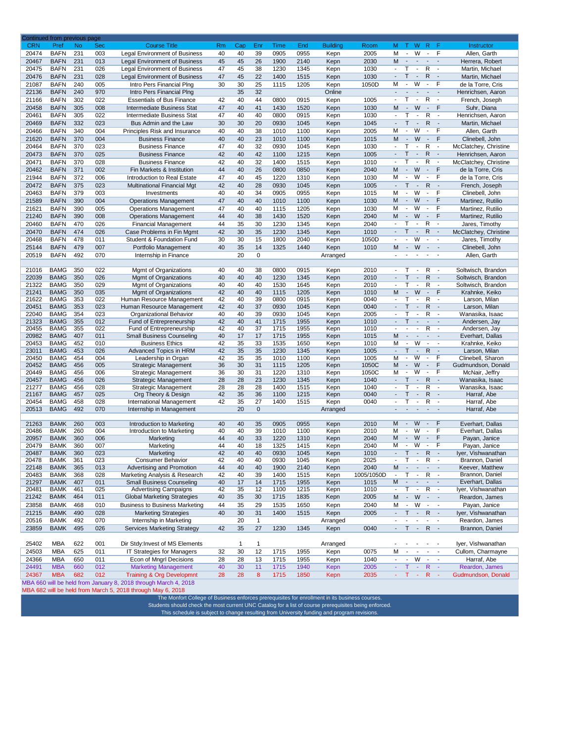Continued from previous page

| CRN | Pref | No | Sec | Course Title | Rm | Cap | Enr | Time | End | Building | Room | M | T | W | R | F | Instructor |
|---|---|---|---|---|---|---|---|---|---|---|---|---|---|---|---|---|---|
| 20474 | BAFN | 231 | 003 | Legal Environment of Business | 40 | 40 | 39 | 0905 | 0955 | Kepn | 2005 | M | - | W | - | F | Allen, Garth |
| 20467 | BAFN | 231 | 013 | Legal Environment of Business | 45 | 45 | 26 | 1900 | 2140 | Kepn | 2030 | M | - | - | - | - | Herrera, Robert |
| 20475 | BAFN | 231 | 026 | Legal Environment of Business | 47 | 45 | 38 | 1230 | 1345 | Kepn | 1030 | - | T | - | R | - | Martin, Michael |
| 20476 | BAFN | 231 | 028 | Legal Environment of Business | 47 | 45 | 22 | 1400 | 1515 | Kepn | 1030 | - | T | - | R | - | Martin, Michael |
| 21087 | BAFN | 240 | 005 | Intro Pers Financial Plng | 30 | 30 | 25 | 1115 | 1205 | Kepn | 1050D | M | - | W | - | F | de la Torre, Cris |
| 22136 | BAFN | 240 | 970 | Intro Pers Financial Plng | | 35 | 32 | | | Online | | - | - | - | - | - | Henrichsen, Aaron |
| 21166 | BAFN | 302 | 022 | Essentials of Bus Finance | 42 | 40 | 44 | 0800 | 0915 | Kepn | 1005 | - | T | - | R | - | French, Joseph |
| 20458 | BAFN | 305 | 008 | Intermediate Business Stat | 47 | 40 | 41 | 1430 | 1520 | Kepn | 1030 | M | - | W | - | F | Suhr, Diana |
| 20461 | BAFN | 305 | 022 | Intermediate Business Stat | 47 | 40 | 40 | 0800 | 0915 | Kepn | 1030 | - | T | - | R | - | Henrichsen, Aaron |
| 20469 | BAFN | 332 | 023 | Bus Admin and the Law | 30 | 30 | 20 | 0930 | 1045 | Kepn | 1045 | - | T | - | R | - | Martin, Michael |
| 20466 | BAFN | 340 | 004 | Principles Risk and Insurance | 40 | 40 | 38 | 1010 | 1100 | Kepn | 2005 | M | - | W | - | F | Allen, Garth |
| 21620 | BAFN | 370 | 004 | Business Finance | 40 | 40 | 23 | 1010 | 1100 | Kepn | 1015 | M | - | W | - | F | Clinebell, John |
| 20464 | BAFN | 370 | 023 | Business Finance | 47 | 40 | 32 | 0930 | 1045 | Kepn | 1030 | - | T | - | R | - | McClatchey, Christine |
| 20473 | BAFN | 370 | 025 | Business Finance | 42 | 40 | 42 | 1100 | 1215 | Kepn | 1005 | - | T | - | R | - | Henrichsen, Aaron |
| 20471 | BAFN | 370 | 028 | Business Finance | 42 | 40 | 32 | 1400 | 1515 | Kepn | 1010 | - | T | - | R | - | McClatchey, Christine |
| 20462 | BAFN | 371 | 002 | Fin Markets & Institution | 44 | 40 | 26 | 0800 | 0850 | Kepn | 2040 | M | - | W | - | F | de la Torre, Cris |
| 21944 | BAFN | 372 | 006 | Introduction to Real Estate | 47 | 40 | 45 | 1220 | 1310 | Kepn | 1030 | M | - | W | - | F | de la Torre, Cris |
| 20472 | BAFN | 375 | 023 | Multinational Financial Mgt | 42 | 40 | 28 | 0930 | 1045 | Kepn | 1005 | - | T | - | R | - | French, Joseph |
| 20463 | BAFN | 379 | 003 | Investments | 40 | 40 | 34 | 0905 | 0955 | Kepn | 1015 | M | - | W | - | F | Clinebell, John |
| 21589 | BAFN | 390 | 004 | Operations Management | 47 | 40 | 40 | 1010 | 1100 | Kepn | 1030 | M | - | W | - | F | Martinez, Rutilio |
| 21621 | BAFN | 390 | 005 | Operations Management | 47 | 40 | 40 | 1115 | 1205 | Kepn | 1030 | M | - | W | - | F | Martinez, Rutilio |
| 21240 | BAFN | 390 | 008 | Operations Management | 44 | 40 | 38 | 1430 | 1520 | Kepn | 2040 | M | - | W | - | F | Martinez, Rutilio |
| 20460 | BAFN | 470 | 026 | Financial Management | 44 | 35 | 30 | 1230 | 1345 | Kepn | 2040 | - | T | - | R | - | Jares, Timothy |
| 20470 | BAFN | 474 | 026 | Case Problems in Fin Mgmt | 42 | 30 | 35 | 1230 | 1345 | Kepn | 1010 | - | T | - | R | - | McClatchey, Christine |
| 20468 | BAFN | 478 | 011 | Student & Foundation Fund | 30 | 30 | 15 | 1800 | 2040 | Kepn | 1050D | - | - | W | - | - | Jares, Timothy |
| 25144 | BAFN | 479 | 007 | Portfolio Management | 40 | 35 | 14 | 1325 | 1440 | Kepn | 1010 | M | - | W | - | - | Clinebell, John |
| 20519 | BAFN | 492 | 070 | Internship in Finance | | 20 | 0 | | | Arranged | | - | - | - | - | - | Allen, Garth |
| | | | | | | | | | | | | | | | | | |
| 21016 | BAMG | 350 | 022 | Mgmt of Organizations | 40 | 40 | 38 | 0800 | 0915 | Kepn | 2010 | - | T | - | R | - | Soltwisch, Brandon |
| 22039 | BAMG | 350 | 026 | Mgmt of Organizations | 40 | 40 | 40 | 1230 | 1345 | Kepn | 2010 | - | T | - | R | - | Soltwisch, Brandon |
| 21322 | BAMG | 350 | 029 | Mgmt of Organizations | 40 | 40 | 40 | 1530 | 1645 | Kepn | 2010 | - | T | - | R | - | Soltwisch, Brandon |
| 21241 | BAMG | 350 | 035 | Mgmt of Organizations | 42 | 40 | 40 | 1115 | 1205 | Kepn | 1010 | M | - | W | - | F | Krahnke, Keiko |
| 21622 | BAMG | 353 | 022 | Human Resource Management | 42 | 40 | 39 | 0800 | 0915 | Kepn | 0040 | - | T | - | R | - | Larson, Milan |
| 20451 | BAMG | 353 | 023 | Human Resource Management | 42 | 40 | 37 | 0930 | 1045 | Kepn | 0040 | - | T | - | R | - | Larson, Milan |
| 22040 | BAMG | 354 | 023 | Organizational Behavior | 40 | 40 | 39 | 0930 | 1045 | Kepn | 2005 | - | T | - | R | - | Wanasika, Isaac |
| 21323 | BAMG | 355 | 012 | Fund of Entrepreneurship | 42 | 40 | 41 | 1715 | 1955 | Kepn | 1010 | - | T | - | - | - | Andersen, Jay |
| 20455 | BAMG | 355 | 022 | Fund of Entrepreneurship | 42 | 40 | 37 | 1715 | 1955 | Kepn | 1010 | - | - | - | R | - | Andersen, Jay |
| 20982 | BAMG | 407 | 011 | Small Business Counseling | 40 | 17 | 17 | 1715 | 1955 | Kepn | 1015 | M | - | - | - | - | Everhart, Dallas |
| 20453 | BAMG | 452 | 010 | Business Ethics | 42 | 35 | 33 | 1535 | 1650 | Kepn | 1010 | M | - | W | - | - | Krahnke, Keiko |
| 23011 | BAMG | 453 | 026 | Advanced Topics in HRM | 42 | 35 | 35 | 1230 | 1345 | Kepn | 1005 | - | T | - | R | - | Larson, Milan |
| 20450 | BAMG | 454 | 004 | Leadership in Organ | 42 | 35 | 35 | 1010 | 1100 | Kepn | 1005 | M | - | W | - | F | Clinebell, Sharon |
| 20452 | BAMG | 456 | 005 | Strategic Management | 36 | 30 | 31 | 1115 | 1205 | Kepn | 1050C | M | - | W | - | F | Gudmundson, Donald |
| 20449 | BAMG | 456 | 006 | Strategic Management | 36 | 30 | 31 | 1220 | 1310 | Kepn | 1050C | M | - | W | - | F | McNair, Jeffry |
| 20457 | BAMG | 456 | 026 | Strategic Management | 28 | 28 | 23 | 1230 | 1345 | Kepn | 1040 | - | T | - | R | - | Wanasika, Isaac |
| 21277 | BAMG | 456 | 028 | Strategic Management | 28 | 28 | 28 | 1400 | 1515 | Kepn | 1040 | - | T | - | R | - | Wanasika, Isaac |
| 21167 | BAMG | 457 | 025 | Org Theory & Design | 42 | 35 | 36 | 1100 | 1215 | Kepn | 0040 | - | T | - | R | - | Harraf, Abe |
| 20454 | BAMG | 458 | 028 | International Management | 42 | 35 | 27 | 1400 | 1515 | Kepn | 0040 | - | T | - | R | - | Harraf, Abe |
| 20513 | BAMG | 492 | 070 | Internship in Management | | 20 | 0 | | | Arranged | | - | - | - | - | - | Harraf, Abe |
| | | | | | | | | | | | | | | | | | |
| 21263 | BAMK | 260 | 003 | Introduction to Marketing | 40 | 40 | 35 | 0905 | 0955 | Kepn | 2010 | M | - | W | - | F | Everhart, Dallas |
| 20486 | BAMK | 260 | 004 | Introduction to Marketing | 40 | 40 | 39 | 1010 | 1100 | Kepn | 2010 | M | - | W | - | F | Everhart, Dallas |
| 20957 | BAMK | 360 | 006 | Marketing | 44 | 40 | 33 | 1220 | 1310 | Kepn | 2040 | M | - | W | - | F | Payan, Janice |
| 20479 | BAMK | 360 | 007 | Marketing | 44 | 40 | 18 | 1325 | 1415 | Kepn | 2040 | M | - | W | - | F | Payan, Janice |
| 20487 | BAMK | 360 | 023 | Marketing | 42 | 40 | 40 | 0930 | 1045 | Kepn | 1010 | - | T | - | R | - | Iyer, Vishwanathan |
| 20478 | BAMK | 361 | 023 | Consumer Behavior | 42 | 40 | 40 | 0930 | 1045 | Kepn | 2025 | - | T | - | R | - | Brannon, Daniel |
| 22148 | BAMK | 365 | 013 | Advertising and Promotion | 44 | 40 | 40 | 1900 | 2140 | Kepn | 2040 | M | - | - | - | - | Keever, Matthew |
| 20483 | BAMK | 368 | 028 | Marketing Analysis & Research | 42 | 40 | 39 | 1400 | 1515 | Kepn | 1005/1050D | - | T | - | R | - | Brannon, Daniel |
| 21297 | BAMK | 407 | 011 | Small Business Counseling | 40 | 17 | 14 | 1715 | 1955 | Kepn | 1015 | M | - | - | - | - | Everhart, Dallas |
| 20481 | BAMK | 461 | 025 | Advertising Campaigns | 42 | 35 | 12 | 1100 | 1215 | Kepn | 1010 | - | T | - | R | - | Iyer, Vishwanathan |
| 21242 | BAMK | 464 | 011 | Global Marketing Strategies | 40 | 35 | 30 | 1715 | 1835 | Kepn | 2005 | M | - | W | - | - | Reardon, James |
| 23858 | BAMK | 468 | 010 | Business to Business Marketing | 44 | 35 | 29 | 1535 | 1650 | Kepn | 2040 | M | - | W | - | - | Payan, Janice |
| 21215 | BAMK | 490 | 028 | Marketing Strategies | 40 | 30 | 31 | 1400 | 1515 | Kepn | 2005 | - | T | - | R | - | Iyer, Vishwanathan |
| 20516 | BAMK | 492 | 070 | Internship in Marketing | | 20 | 1 | | | Arranged | | - | - | - | - | - | Reardon, James |
| 23859 | BAMK | 495 | 026 | Services Marketing Strategy | 42 | 35 | 27 | 1230 | 1345 | Kepn | 0040 | - | T | - | R | - | Brannon, Daniel |
| | | | | | | | | | | | | | | | | | |
| 25402 | MBA | 622 | 001 | Dir Stdy:Invest of MS Elements | | 1 | 1 | | | Arranged | | - | - | - | - | - | Iyer, Vishwanathan |
| 24503 | MBA | 625 | 011 | IT Strategies for Managers | 32 | 30 | 12 | 1715 | 1955 | Kepn | 0075 | M | - | - | - | - | Cullom, Charmayne |
| 24366 | MBA | 650 | 011 | Econ of Mngrl Decisions | 28 | 28 | 13 | 1715 | 1955 | Kepn | 1040 | - | - | W | - | - | Harraf, Abe |
| 24491 | MBA | 660 | 012 | Marketing Management | 40 | 30 | 11 | 1715 | 1940 | Kepn | 2005 | - | T | - | R | - | Reardon, James |
| 24367 | MBA | 682 | 012 | Training & Org Developmnt | 28 | 28 | 8 | 1715 | 1850 | Kepn | 2035 | - | T | - | R | - | Gudmundson, Donald |

MBA 660 will be held from January 8, 2018 through March 4, 2018

MBA 682 will be held from March 5, 2018 through May 6, 2018

The Monfort College of Business enforces prerequisites for enrollment in its business courses.
Students should check the most current UNC Catalog for a list of course prerequisites being enforced.
This schedule is subject to change resulting from University funding and program revisions.